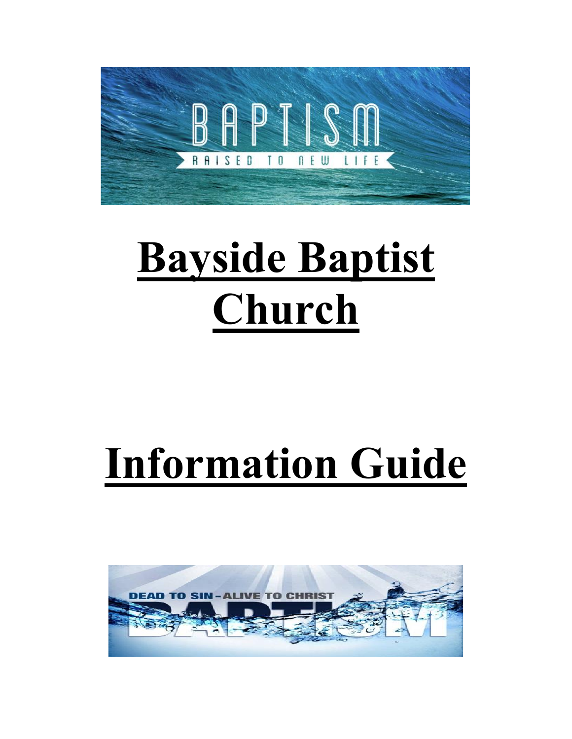# Bayside Baptist Church

# Information Guide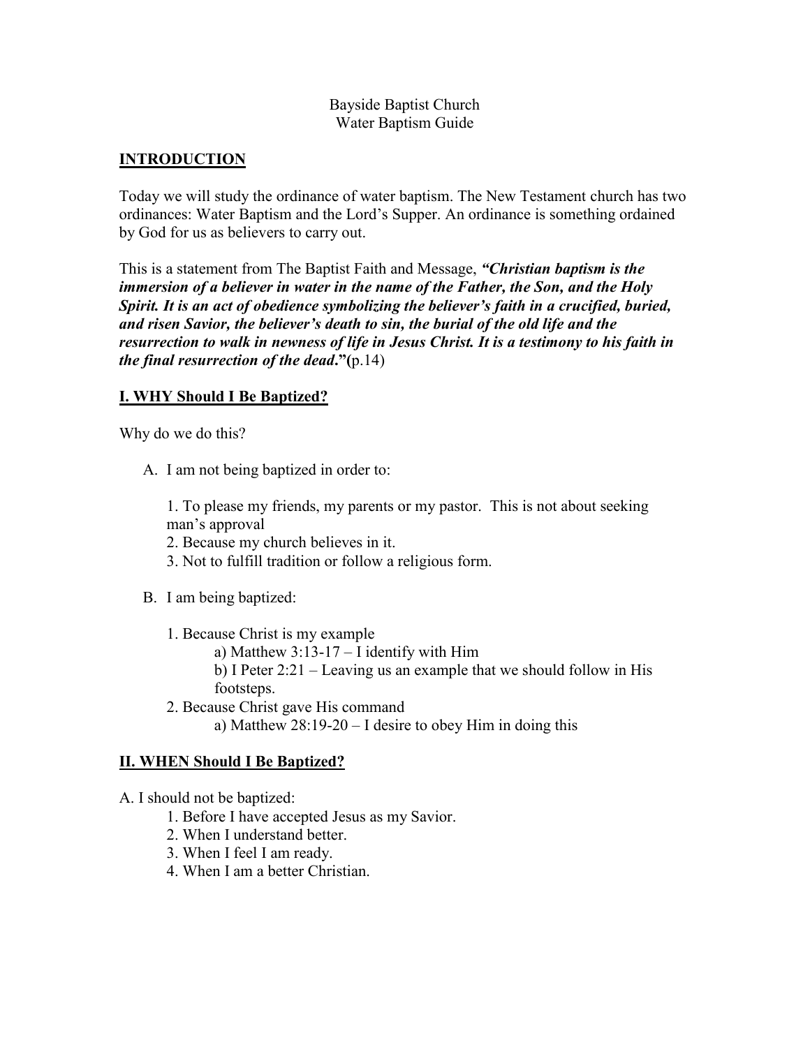Bayside Baptist Church
Water Baptism Guide

## **INTRODUCTION**

Today we will study the ordinance of water baptism. The New Testament church has two ordinances: Water Baptism and the Lord's Supper. An ordinance is something ordained by God for us as believers to carry out.

This is a statement from The Baptist Faith and Message, ***"Christian baptism is the immersion of a believer in water in the name of the Father, the Son, and the Holy Spirit. It is an act of obedience symbolizing the believer's faith in a crucified, buried, and risen Savior, the believer's death to sin, the burial of the old life and the resurrection to walk in newness of life in Jesus Christ. It is a testimony to his faith in the final resurrection of the dead*.**"**(**p.14)

## **I. WHY Should I Be Baptized?**

Why do we do this?

A. I am not being baptized in order to:

   1. To please my friends, my parents or my pastor. This is not about seeking man's approval
   2. Because my church believes in it.
   3. Not to fulfill tradition or follow a religious form.

B. I am being baptized:

   1. Because Christ is my example
      a) Matthew 3:13-17 – I identify with Him
      b) I Peter 2:21 – Leaving us an example that we should follow in His footsteps.
   2. Because Christ gave His command
      a) Matthew 28:19-20 – I desire to obey Him in doing this

## **II. WHEN Should I Be Baptized?**

A. I should not be baptized:
   1. Before I have accepted Jesus as my Savior.
   2. When I understand better.
   3. When I feel I am ready.
   4. When I am a better Christian.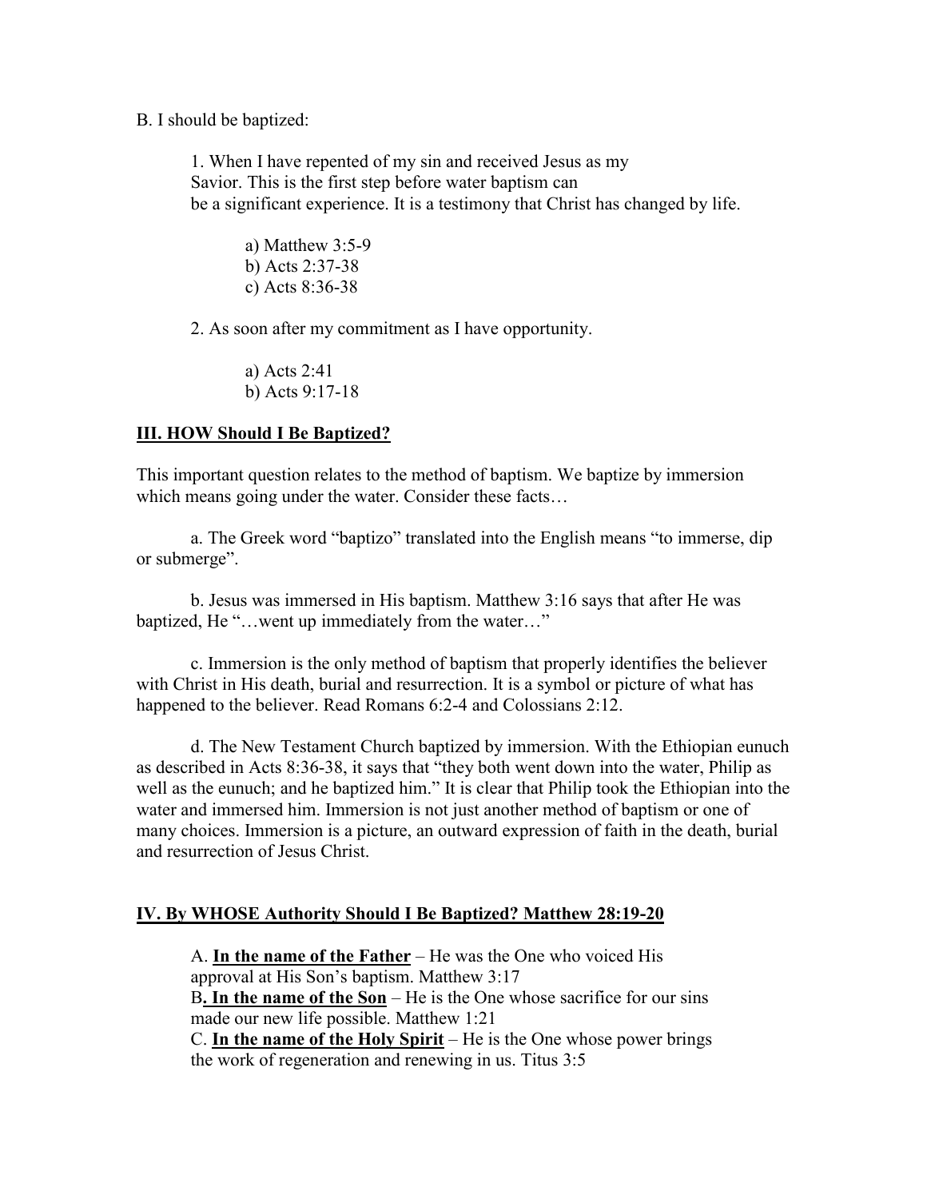B. I should be baptized:

1. When I have repented of my sin and received Jesus as my Savior. This is the first step before water baptism can be a significant experience. It is a testimony that Christ has changed by life.

    a) Matthew 3:5-9
    b) Acts 2:37-38
    c) Acts 8:36-38

2. As soon after my commitment as I have opportunity.

    a) Acts 2:41
    b) Acts 9:17-18

## III. HOW Should I Be Baptized?

This important question relates to the method of baptism. We baptize by immersion which means going under the water. Consider these facts…

a. The Greek word "baptizo" translated into the English means "to immerse, dip or submerge".

b. Jesus was immersed in His baptism. Matthew 3:16 says that after He was baptized, He "…went up immediately from the water…"

c. Immersion is the only method of baptism that properly identifies the believer with Christ in His death, burial and resurrection. It is a symbol or picture of what has happened to the believer. Read Romans 6:2-4 and Colossians 2:12.

d. The New Testament Church baptized by immersion. With the Ethiopian eunuch as described in Acts 8:36-38, it says that "they both went down into the water, Philip as well as the eunuch; and he baptized him." It is clear that Philip took the Ethiopian into the water and immersed him. Immersion is not just another method of baptism or one of many choices. Immersion is a picture, an outward expression of faith in the death, burial and resurrection of Jesus Christ.

## IV. By WHOSE Authority Should I Be Baptized? Matthew 28:19-20

A. **In the name of the Father** – He was the One who voiced His approval at His Son's baptism. Matthew 3:17
B. **In the name of the Son** – He is the One whose sacrifice for our sins made our new life possible. Matthew 1:21
C. **In the name of the Holy Spirit** – He is the One whose power brings the work of regeneration and renewing in us. Titus 3:5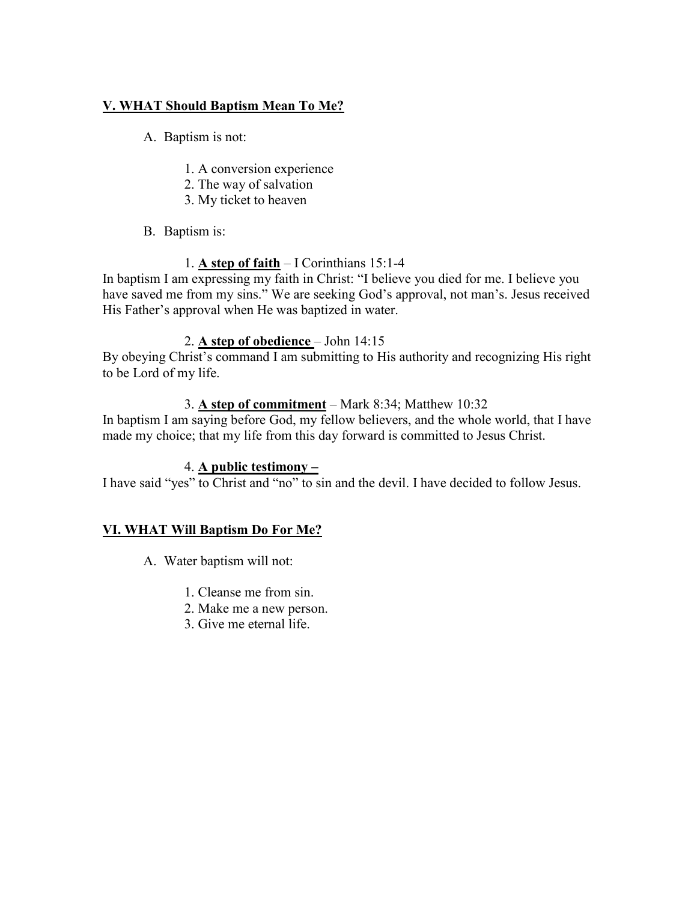## V. WHAT Should Baptism Mean To Me?

A. Baptism is not:

1. A conversion experience
2. The way of salvation
3. My ticket to heaven

B. Baptism is:

1. **A step of faith** – I Corinthians 15:1-4

In baptism I am expressing my faith in Christ: "I believe you died for me. I believe you have saved me from my sins." We are seeking God's approval, not man's. Jesus received His Father's approval when He was baptized in water.

2. **A step of obedience** – John 14:15

By obeying Christ's command I am submitting to His authority and recognizing His right to be Lord of my life.

3. **A step of commitment** – Mark 8:34; Matthew 10:32

In baptism I am saying before God, my fellow believers, and the whole world, that I have made my choice; that my life from this day forward is committed to Jesus Christ.

4. **A public testimony –**

I have said "yes" to Christ and "no" to sin and the devil. I have decided to follow Jesus.

## VI. WHAT Will Baptism Do For Me?

A. Water baptism will not:

1. Cleanse me from sin.
2. Make me a new person.
3. Give me eternal life.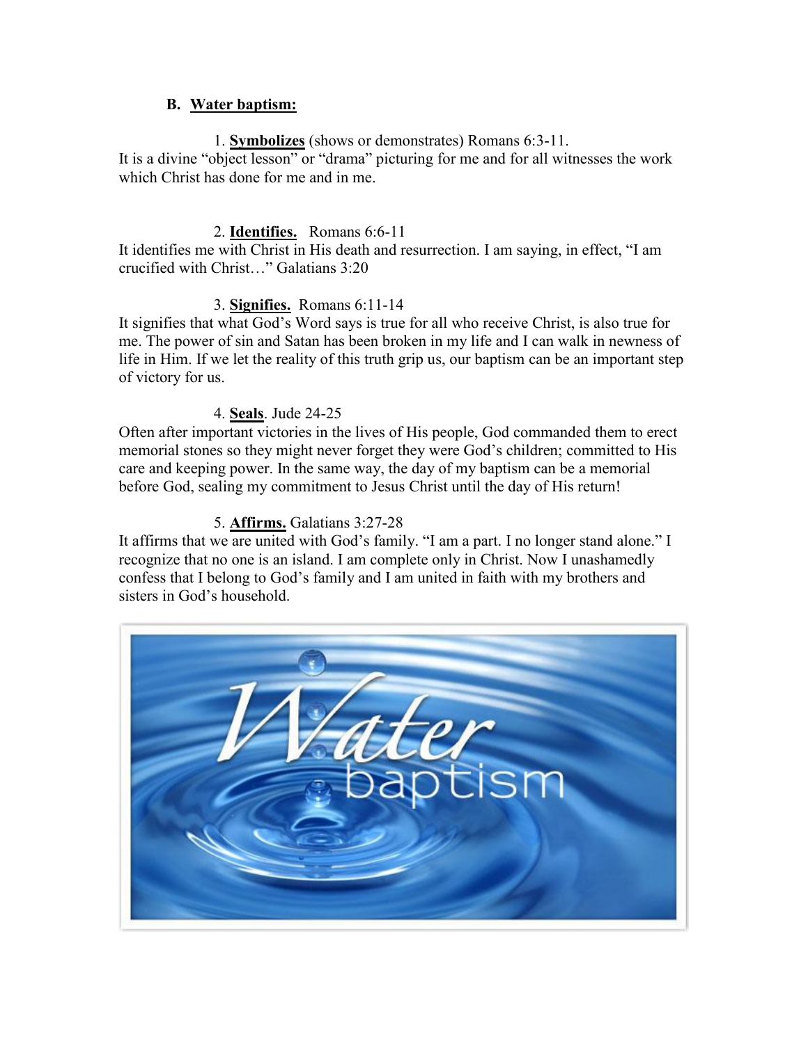### B. Water baptism:

1. **Symbolizes** (shows or demonstrates) Romans 6:3-11.

It is a divine "object lesson" or "drama" picturing for me and for all witnesses the work which Christ has done for me and in me.

2. **Identifies.** Romans 6:6-11

It identifies me with Christ in His death and resurrection. I am saying, in effect, "I am crucified with Christ…" Galatians 3:20

3. **Signifies.** Romans 6:11-14

It signifies that what God's Word says is true for all who receive Christ, is also true for me. The power of sin and Satan has been broken in my life and I can walk in newness of life in Him. If we let the reality of this truth grip us, our baptism can be an important step of victory for us.

4. **Seals**. Jude 24-25

Often after important victories in the lives of His people, God commanded them to erect memorial stones so they might never forget they were God's children; committed to His care and keeping power. In the same way, the day of my baptism can be a memorial before God, sealing my commitment to Jesus Christ until the day of His return!

5. **Affirms.** Galatians 3:27-28

It affirms that we are united with God's family. "I am a part. I no longer stand alone." I recognize that no one is an island. I am complete only in Christ. Now I unashamedly confess that I belong to God's family and I am united in faith with my brothers and sisters in God's household.

Water baptism